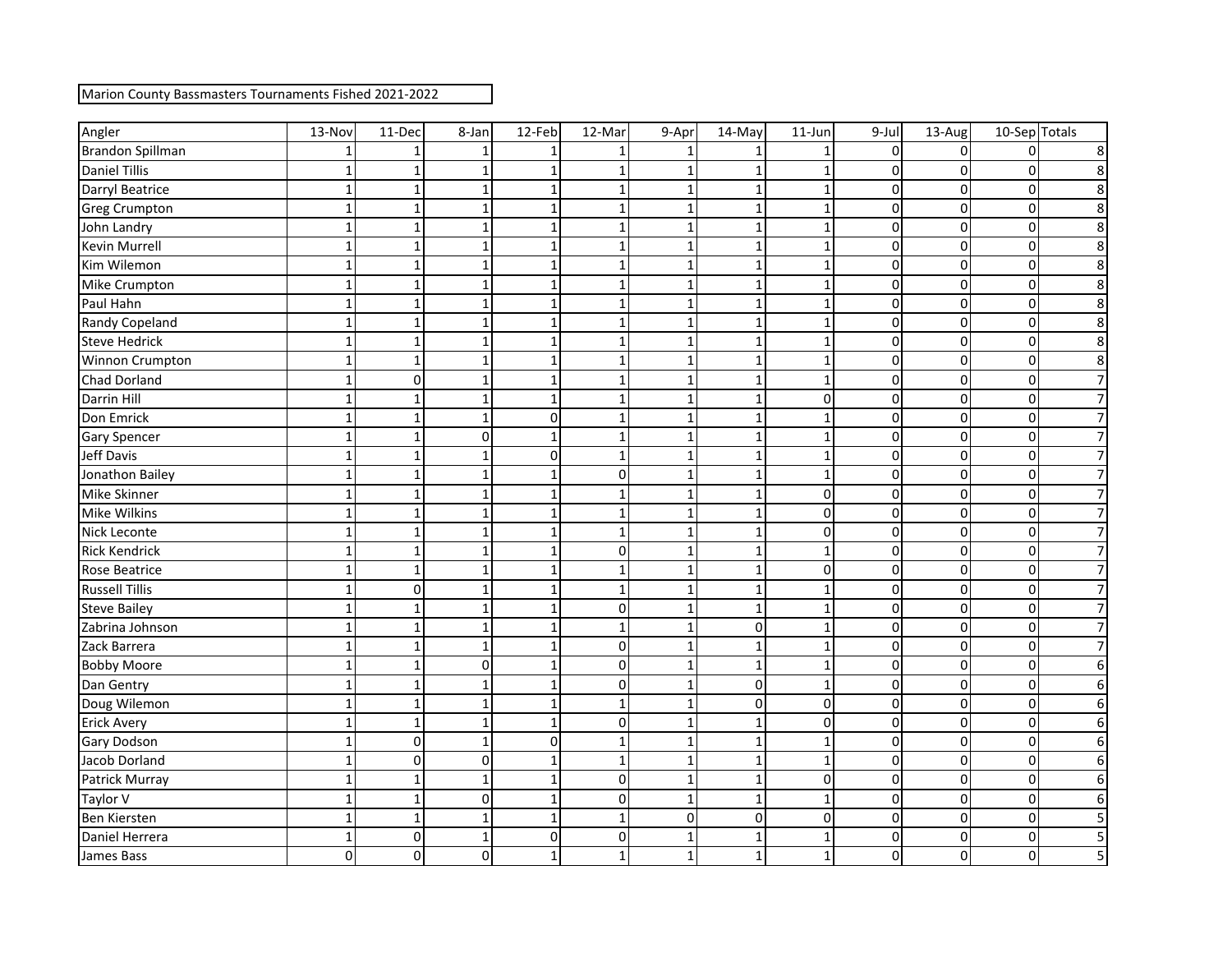Marion County Bassmasters Tournaments Fished 2021-2022

| Angler | 13-Nov | 11-Dec | 8-Jan | 12-Feb | 12-Mar | 9-Apr | 14-May | 11-Jun | 9-Jul | 13-Aug | 10-Sep | Totals |
|---|---|---|---|---|---|---|---|---|---|---|---|---|
| Brandon Spillman | 1 | 1 | 1 | 1 | 1 | 1 | 1 | 1 | 0 | 0 | 0 | 8 |
| Daniel Tillis | 1 | 1 | 1 | 1 | 1 | 1 | 1 | 1 | 0 | 0 | 0 | 8 |
| Darryl Beatrice | 1 | 1 | 1 | 1 | 1 | 1 | 1 | 1 | 0 | 0 | 0 | 8 |
| Greg Crumpton | 1 | 1 | 1 | 1 | 1 | 1 | 1 | 1 | 0 | 0 | 0 | 8 |
| John Landry | 1 | 1 | 1 | 1 | 1 | 1 | 1 | 1 | 0 | 0 | 0 | 8 |
| Kevin Murrell | 1 | 1 | 1 | 1 | 1 | 1 | 1 | 1 | 0 | 0 | 0 | 8 |
| Kim Wilemon | 1 | 1 | 1 | 1 | 1 | 1 | 1 | 1 | 0 | 0 | 0 | 8 |
| Mike Crumpton | 1 | 1 | 1 | 1 | 1 | 1 | 1 | 1 | 0 | 0 | 0 | 8 |
| Paul Hahn | 1 | 1 | 1 | 1 | 1 | 1 | 1 | 1 | 0 | 0 | 0 | 8 |
| Randy Copeland | 1 | 1 | 1 | 1 | 1 | 1 | 1 | 1 | 0 | 0 | 0 | 8 |
| Steve Hedrick | 1 | 1 | 1 | 1 | 1 | 1 | 1 | 1 | 0 | 0 | 0 | 8 |
| Winnon Crumpton | 1 | 1 | 1 | 1 | 1 | 1 | 1 | 1 | 0 | 0 | 0 | 8 |
| Chad Dorland | 1 | 0 | 1 | 1 | 1 | 1 | 1 | 1 | 0 | 0 | 0 | 7 |
| Darrin Hill | 1 | 1 | 1 | 1 | 1 | 1 | 1 | 0 | 0 | 0 | 0 | 7 |
| Don Emrick | 1 | 1 | 1 | 0 | 1 | 1 | 1 | 1 | 0 | 0 | 0 | 7 |
| Gary Spencer | 1 | 1 | 0 | 1 | 1 | 1 | 1 | 1 | 0 | 0 | 0 | 7 |
| Jeff Davis | 1 | 1 | 1 | 0 | 1 | 1 | 1 | 1 | 0 | 0 | 0 | 7 |
| Jonathon Bailey | 1 | 1 | 1 | 1 | 0 | 1 | 1 | 1 | 0 | 0 | 0 | 7 |
| Mike Skinner | 1 | 1 | 1 | 1 | 1 | 1 | 1 | 0 | 0 | 0 | 0 | 7 |
| Mike Wilkins | 1 | 1 | 1 | 1 | 1 | 1 | 1 | 0 | 0 | 0 | 0 | 7 |
| Nick Leconte | 1 | 1 | 1 | 1 | 1 | 1 | 1 | 0 | 0 | 0 | 0 | 7 |
| Rick Kendrick | 1 | 1 | 1 | 1 | 0 | 1 | 1 | 1 | 0 | 0 | 0 | 7 |
| Rose Beatrice | 1 | 1 | 1 | 1 | 1 | 1 | 1 | 0 | 0 | 0 | 0 | 7 |
| Russell Tillis | 1 | 0 | 1 | 1 | 1 | 1 | 1 | 1 | 0 | 0 | 0 | 7 |
| Steve Bailey | 1 | 1 | 1 | 1 | 0 | 1 | 1 | 1 | 0 | 0 | 0 | 7 |
| Zabrina Johnson | 1 | 1 | 1 | 1 | 1 | 1 | 0 | 1 | 0 | 0 | 0 | 7 |
| Zack Barrera | 1 | 1 | 1 | 1 | 0 | 1 | 1 | 1 | 0 | 0 | 0 | 7 |
| Bobby Moore | 1 | 1 | 0 | 1 | 0 | 1 | 1 | 1 | 0 | 0 | 0 | 6 |
| Dan Gentry | 1 | 1 | 1 | 1 | 0 | 1 | 0 | 1 | 0 | 0 | 0 | 6 |
| Doug Wilemon | 1 | 1 | 1 | 1 | 1 | 1 | 0 | 0 | 0 | 0 | 0 | 6 |
| Erick Avery | 1 | 1 | 1 | 1 | 0 | 1 | 1 | 0 | 0 | 0 | 0 | 6 |
| Gary Dodson | 1 | 0 | 1 | 0 | 1 | 1 | 1 | 1 | 0 | 0 | 0 | 6 |
| Jacob Dorland | 1 | 0 | 0 | 1 | 1 | 1 | 1 | 1 | 0 | 0 | 0 | 6 |
| Patrick Murray | 1 | 1 | 1 | 1 | 0 | 1 | 1 | 0 | 0 | 0 | 0 | 6 |
| Taylor V | 1 | 1 | 0 | 1 | 0 | 1 | 1 | 1 | 0 | 0 | 0 | 6 |
| Ben Kiersten | 1 | 1 | 1 | 1 | 1 | 0 | 0 | 0 | 0 | 0 | 0 | 5 |
| Daniel Herrera | 1 | 0 | 1 | 0 | 0 | 1 | 1 | 1 | 0 | 0 | 0 | 5 |
| James Bass | 0 | 0 | 0 | 1 | 1 | 1 | 1 | 1 | 0 | 0 | 0 | 5 |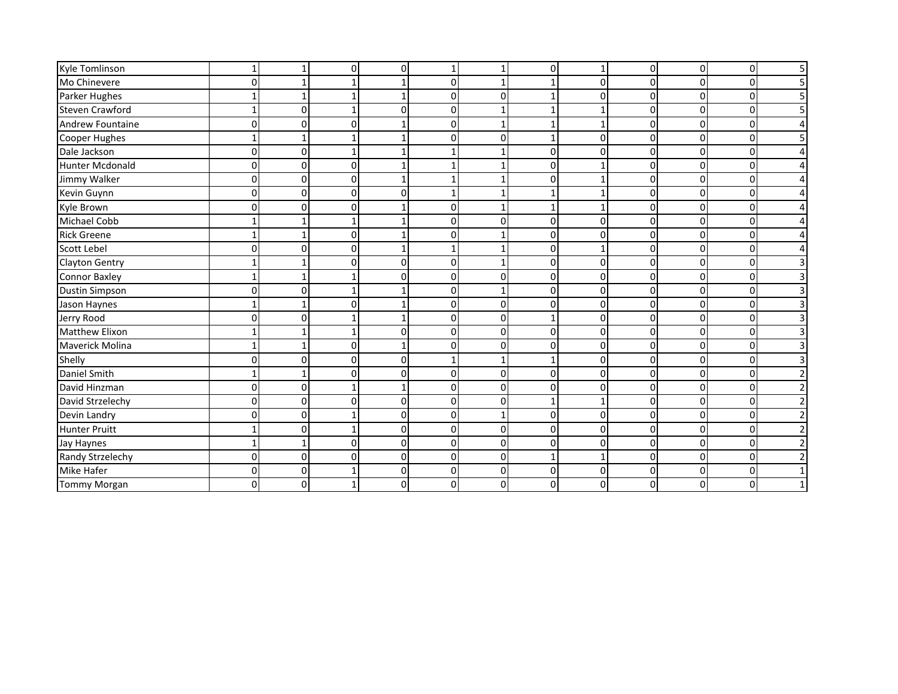| | | | | | | | | | | | | |
|---|---|---|---|---|---|---|---|---|---|---|---|---|
| Kyle Tomlinson | 1 | 1 | 0 | 0 | 1 | 1 | 0 | 1 | 0 | 0 | 0 | 5 |
| Mo Chinevere | 0 | 1 | 1 | 1 | 0 | 1 | 1 | 0 | 0 | 0 | 0 | 5 |
| Parker Hughes | 1 | 1 | 1 | 1 | 0 | 0 | 1 | 0 | 0 | 0 | 0 | 5 |
| Steven Crawford | 1 | 0 | 1 | 0 | 0 | 1 | 1 | 1 | 0 | 0 | 0 | 5 |
| Andrew Fountaine | 0 | 0 | 0 | 1 | 0 | 1 | 1 | 1 | 0 | 0 | 0 | 4 |
| Cooper Hughes | 1 | 1 | 1 | 1 | 0 | 0 | 1 | 0 | 0 | 0 | 0 | 5 |
| Dale Jackson | 0 | 0 | 1 | 1 | 1 | 1 | 0 | 0 | 0 | 0 | 0 | 4 |
| Hunter Mcdonald | 0 | 0 | 0 | 1 | 1 | 1 | 0 | 1 | 0 | 0 | 0 | 4 |
| Jimmy Walker | 0 | 0 | 0 | 1 | 1 | 1 | 0 | 1 | 0 | 0 | 0 | 4 |
| Kevin Guynn | 0 | 0 | 0 | 0 | 1 | 1 | 1 | 1 | 0 | 0 | 0 | 4 |
| Kyle Brown | 0 | 0 | 0 | 1 | 0 | 1 | 1 | 1 | 0 | 0 | 0 | 4 |
| Michael Cobb | 1 | 1 | 1 | 1 | 0 | 0 | 0 | 0 | 0 | 0 | 0 | 4 |
| Rick Greene | 1 | 1 | 0 | 1 | 0 | 1 | 0 | 0 | 0 | 0 | 0 | 4 |
| Scott Lebel | 0 | 0 | 0 | 1 | 1 | 1 | 0 | 1 | 0 | 0 | 0 | 4 |
| Clayton Gentry | 1 | 1 | 0 | 0 | 0 | 1 | 0 | 0 | 0 | 0 | 0 | 3 |
| Connor Baxley | 1 | 1 | 1 | 0 | 0 | 0 | 0 | 0 | 0 | 0 | 0 | 3 |
| Dustin Simpson | 0 | 0 | 1 | 1 | 0 | 1 | 0 | 0 | 0 | 0 | 0 | 3 |
| Jason Haynes | 1 | 1 | 0 | 1 | 0 | 0 | 0 | 0 | 0 | 0 | 0 | 3 |
| Jerry Rood | 0 | 0 | 1 | 1 | 0 | 0 | 1 | 0 | 0 | 0 | 0 | 3 |
| Matthew Elixon | 1 | 1 | 1 | 0 | 0 | 0 | 0 | 0 | 0 | 0 | 0 | 3 |
| Maverick Molina | 1 | 1 | 0 | 1 | 0 | 0 | 0 | 0 | 0 | 0 | 0 | 3 |
| Shelly | 0 | 0 | 0 | 0 | 1 | 1 | 1 | 0 | 0 | 0 | 0 | 3 |
| Daniel Smith | 1 | 1 | 0 | 0 | 0 | 0 | 0 | 0 | 0 | 0 | 0 | 2 |
| David Hinzman | 0 | 0 | 1 | 1 | 0 | 0 | 0 | 0 | 0 | 0 | 0 | 2 |
| David Strzelechy | 0 | 0 | 0 | 0 | 0 | 0 | 1 | 1 | 0 | 0 | 0 | 2 |
| Devin Landry | 0 | 0 | 1 | 0 | 0 | 1 | 0 | 0 | 0 | 0 | 0 | 2 |
| Hunter Pruitt | 1 | 0 | 1 | 0 | 0 | 0 | 0 | 0 | 0 | 0 | 0 | 2 |
| Jay Haynes | 1 | 1 | 0 | 0 | 0 | 0 | 0 | 0 | 0 | 0 | 0 | 2 |
| Randy Strzelechy | 0 | 0 | 0 | 0 | 0 | 0 | 1 | 1 | 0 | 0 | 0 | 2 |
| Mike Hafer | 0 | 0 | 1 | 0 | 0 | 0 | 0 | 0 | 0 | 0 | 0 | 1 |
| Tommy Morgan | 0 | 0 | 1 | 0 | 0 | 0 | 0 | 0 | 0 | 0 | 0 | 1 |